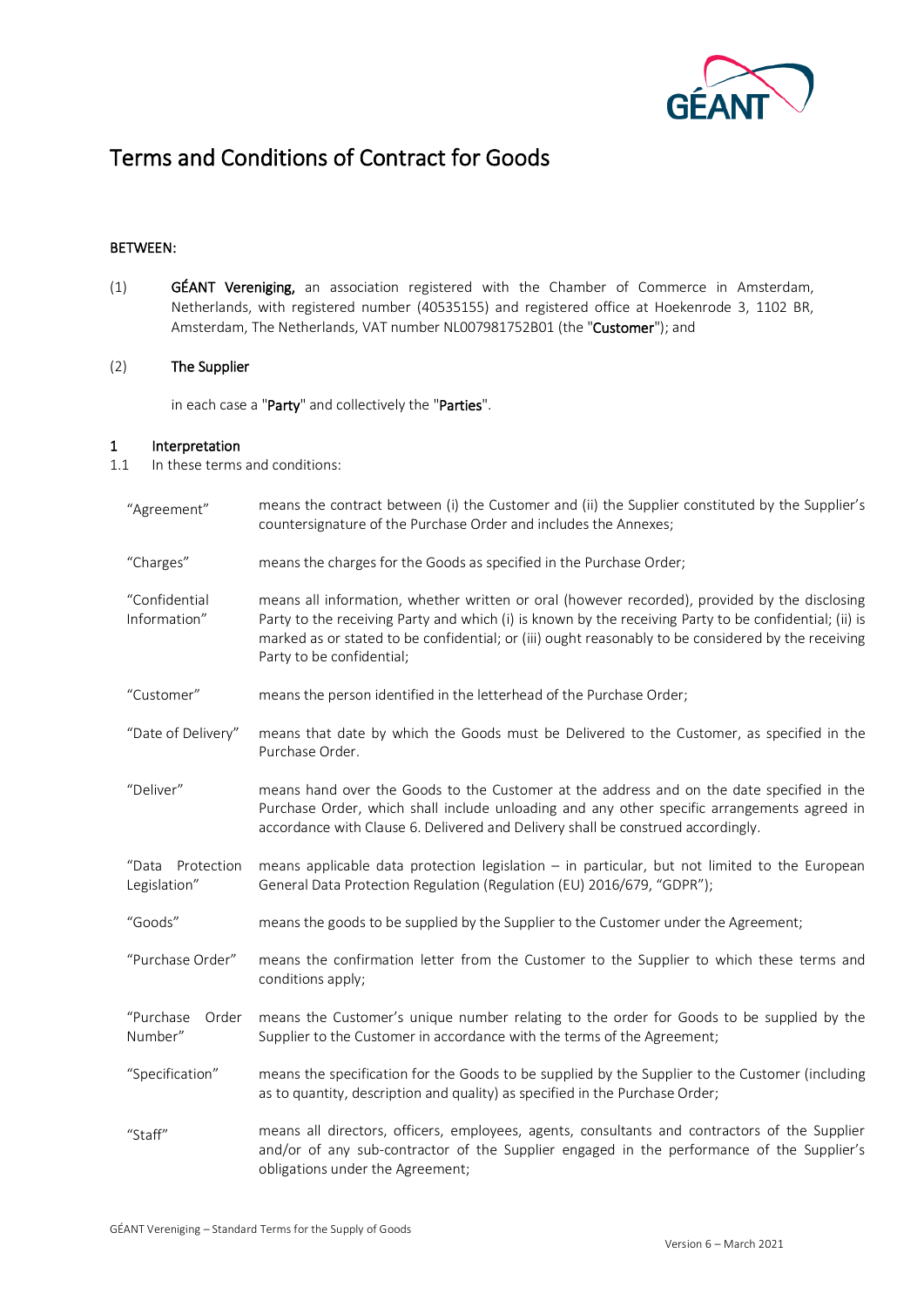# Terms and Conditions of Contract for Goods

**BETWEEN:**

(1) **GÉANT Vereniging,** an association registered with the Chamber of Commerce in Amsterdam, Netherlands, with registered number (40535155) and registered office at Hoekenrode 3, 1102 BR, Amsterdam, The Netherlands, VAT number NL007981752B01 (the "**Customer**"); and

(2) **The Supplier**

in each case a "**Party**" and collectively the "**Parties**".

## 1 Interpretation

1.1 In these terms and conditions:

| | |
|---|---|
| "Agreement" | means the contract between (i) the Customer and (ii) the Supplier constituted by the Supplier's countersignature of the Purchase Order and includes the Annexes; |
| "Charges" | means the charges for the Goods as specified in the Purchase Order; |
| "Confidential Information" | means all information, whether written or oral (however recorded), provided by the disclosing Party to the receiving Party and which (i) is known by the receiving Party to be confidential; (ii) is marked as or stated to be confidential; or (iii) ought reasonably to be considered by the receiving Party to be confidential; |
| "Customer" | means the person identified in the letterhead of the Purchase Order; |
| "Date of Delivery" | means that date by which the Goods must be Delivered to the Customer, as specified in the Purchase Order. |
| "Deliver" | means hand over the Goods to the Customer at the address and on the date specified in the Purchase Order, which shall include unloading and any other specific arrangements agreed in accordance with Clause 6. Delivered and Delivery shall be construed accordingly. |
| "Data Protection Legislation" | means applicable data protection legislation – in particular, but not limited to the European General Data Protection Regulation (Regulation (EU) 2016/679, "GDPR"); |
| "Goods" | means the goods to be supplied by the Supplier to the Customer under the Agreement; |
| "Purchase Order" | means the confirmation letter from the Customer to the Supplier to which these terms and conditions apply; |
| "Purchase Order Number" | means the Customer's unique number relating to the order for Goods to be supplied by the Supplier to the Customer in accordance with the terms of the Agreement; |
| "Specification" | means the specification for the Goods to be supplied by the Supplier to the Customer (including as to quantity, description and quality) as specified in the Purchase Order; |
| "Staff" | means all directors, officers, employees, agents, consultants and contractors of the Supplier and/or of any sub-contractor of the Supplier engaged in the performance of the Supplier's obligations under the Agreement; |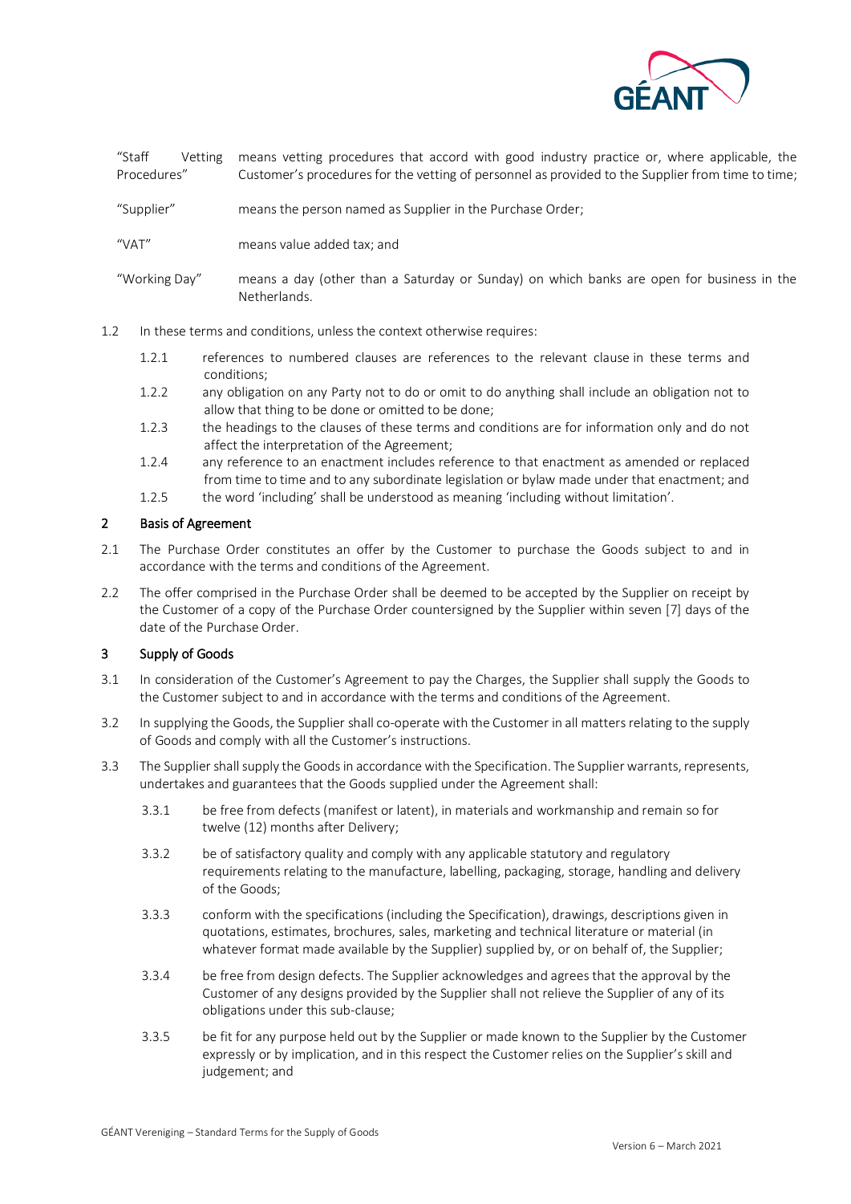| | |
|---|---|
| "Staff Vetting Procedures" | means vetting procedures that accord with good industry practice or, where applicable, the Customer's procedures for the vetting of personnel as provided to the Supplier from time to time; |
| "Supplier" | means the person named as Supplier in the Purchase Order; |
| "VAT" | means value added tax; and |
| "Working Day" | means a day (other than a Saturday or Sunday) on which banks are open for business in the Netherlands. |

1.2 In these terms and conditions, unless the context otherwise requires:

1.2.1 references to numbered clauses are references to the relevant clause in these terms and conditions;

1.2.2 any obligation on any Party not to do or omit to do anything shall include an obligation not to allow that thing to be done or omitted to be done;

1.2.3 the headings to the clauses of these terms and conditions are for information only and do not affect the interpretation of the Agreement;

1.2.4 any reference to an enactment includes reference to that enactment as amended or replaced from time to time and to any subordinate legislation or bylaw made under that enactment; and

1.2.5 the word 'including' shall be understood as meaning 'including without limitation'.

## 2 Basis of Agreement

2.1 The Purchase Order constitutes an offer by the Customer to purchase the Goods subject to and in accordance with the terms and conditions of the Agreement.

2.2 The offer comprised in the Purchase Order shall be deemed to be accepted by the Supplier on receipt by the Customer of a copy of the Purchase Order countersigned by the Supplier within seven [7] days of the date of the Purchase Order.

## 3 Supply of Goods

3.1 In consideration of the Customer's Agreement to pay the Charges, the Supplier shall supply the Goods to the Customer subject to and in accordance with the terms and conditions of the Agreement.

3.2 In supplying the Goods, the Supplier shall co-operate with the Customer in all matters relating to the supply of Goods and comply with all the Customer's instructions.

3.3 The Supplier shall supply the Goods in accordance with the Specification. The Supplier warrants, represents, undertakes and guarantees that the Goods supplied under the Agreement shall:

3.3.1 be free from defects (manifest or latent), in materials and workmanship and remain so for twelve (12) months after Delivery;

3.3.2 be of satisfactory quality and comply with any applicable statutory and regulatory requirements relating to the manufacture, labelling, packaging, storage, handling and delivery of the Goods;

3.3.3 conform with the specifications (including the Specification), drawings, descriptions given in quotations, estimates, brochures, sales, marketing and technical literature or material (in whatever format made available by the Supplier) supplied by, or on behalf of, the Supplier;

3.3.4 be free from design defects. The Supplier acknowledges and agrees that the approval by the Customer of any designs provided by the Supplier shall not relieve the Supplier of any of its obligations under this sub-clause;

3.3.5 be fit for any purpose held out by the Supplier or made known to the Supplier by the Customer expressly or by implication, and in this respect the Customer relies on the Supplier's skill and judgement; and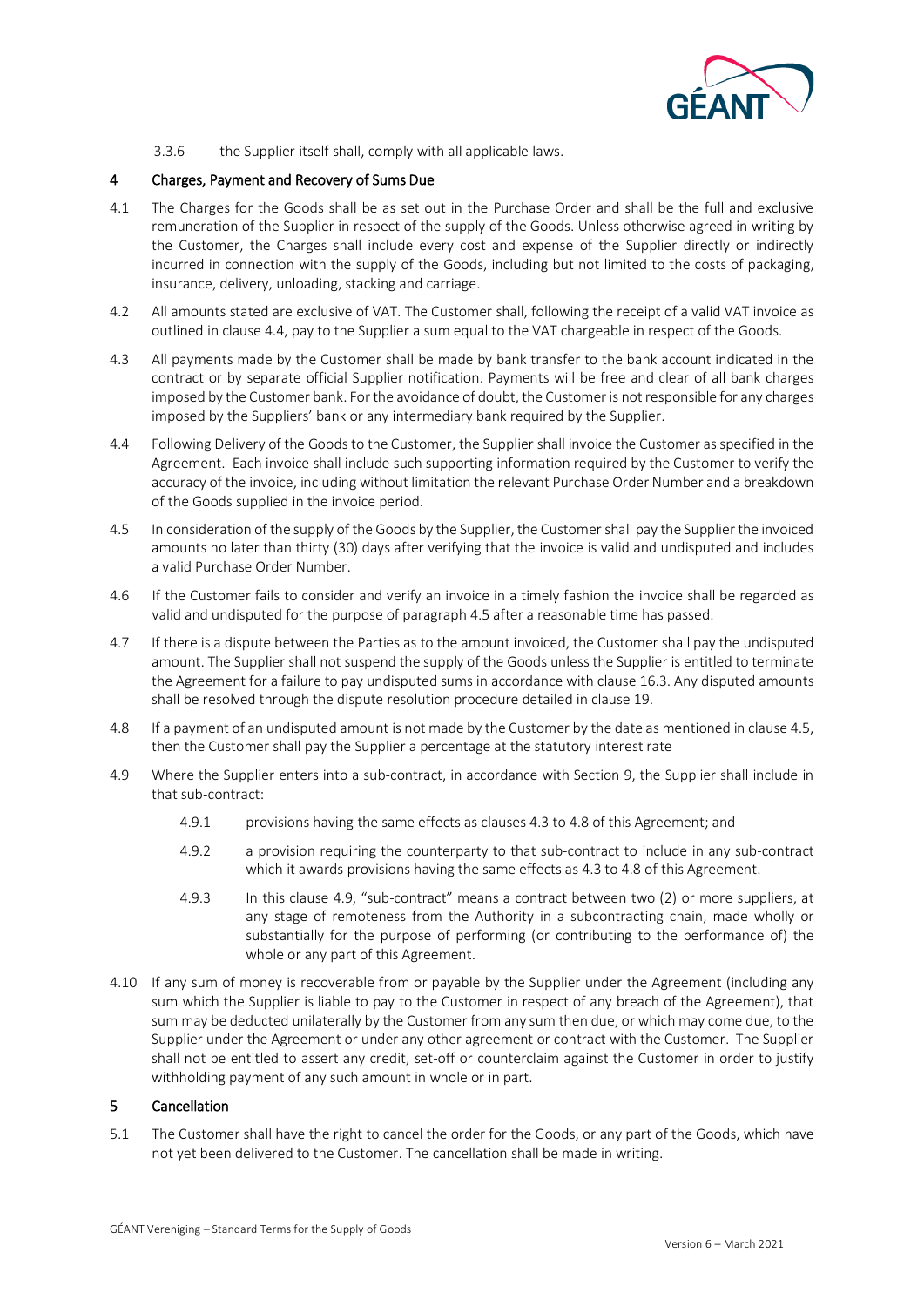3.3.6 the Supplier itself shall, comply with all applicable laws.

## 4 Charges, Payment and Recovery of Sums Due

4.1 The Charges for the Goods shall be as set out in the Purchase Order and shall be the full and exclusive remuneration of the Supplier in respect of the supply of the Goods. Unless otherwise agreed in writing by the Customer, the Charges shall include every cost and expense of the Supplier directly or indirectly incurred in connection with the supply of the Goods, including but not limited to the costs of packaging, insurance, delivery, unloading, stacking and carriage.

4.2 All amounts stated are exclusive of VAT. The Customer shall, following the receipt of a valid VAT invoice as outlined in clause 4.4, pay to the Supplier a sum equal to the VAT chargeable in respect of the Goods.

4.3 All payments made by the Customer shall be made by bank transfer to the bank account indicated in the contract or by separate official Supplier notification. Payments will be free and clear of all bank charges imposed by the Customer bank. For the avoidance of doubt, the Customer is not responsible for any charges imposed by the Suppliers' bank or any intermediary bank required by the Supplier.

4.4 Following Delivery of the Goods to the Customer, the Supplier shall invoice the Customer as specified in the Agreement. Each invoice shall include such supporting information required by the Customer to verify the accuracy of the invoice, including without limitation the relevant Purchase Order Number and a breakdown of the Goods supplied in the invoice period.

4.5 In consideration of the supply of the Goods by the Supplier, the Customer shall pay the Supplier the invoiced amounts no later than thirty (30) days after verifying that the invoice is valid and undisputed and includes a valid Purchase Order Number.

4.6 If the Customer fails to consider and verify an invoice in a timely fashion the invoice shall be regarded as valid and undisputed for the purpose of paragraph 4.5 after a reasonable time has passed.

4.7 If there is a dispute between the Parties as to the amount invoiced, the Customer shall pay the undisputed amount. The Supplier shall not suspend the supply of the Goods unless the Supplier is entitled to terminate the Agreement for a failure to pay undisputed sums in accordance with clause 16.3. Any disputed amounts shall be resolved through the dispute resolution procedure detailed in clause 19.

4.8 If a payment of an undisputed amount is not made by the Customer by the date as mentioned in clause 4.5, then the Customer shall pay the Supplier a percentage at the statutory interest rate

4.9 Where the Supplier enters into a sub-contract, in accordance with Section 9, the Supplier shall include in that sub-contract:

4.9.1 provisions having the same effects as clauses 4.3 to 4.8 of this Agreement; and

4.9.2 a provision requiring the counterparty to that sub-contract to include in any sub-contract which it awards provisions having the same effects as 4.3 to 4.8 of this Agreement.

4.9.3 In this clause 4.9, "sub-contract" means a contract between two (2) or more suppliers, at any stage of remoteness from the Authority in a subcontracting chain, made wholly or substantially for the purpose of performing (or contributing to the performance of) the whole or any part of this Agreement.

4.10 If any sum of money is recoverable from or payable by the Supplier under the Agreement (including any sum which the Supplier is liable to pay to the Customer in respect of any breach of the Agreement), that sum may be deducted unilaterally by the Customer from any sum then due, or which may come due, to the Supplier under the Agreement or under any other agreement or contract with the Customer. The Supplier shall not be entitled to assert any credit, set-off or counterclaim against the Customer in order to justify withholding payment of any such amount in whole or in part.

## 5 Cancellation

5.1 The Customer shall have the right to cancel the order for the Goods, or any part of the Goods, which have not yet been delivered to the Customer. The cancellation shall be made in writing.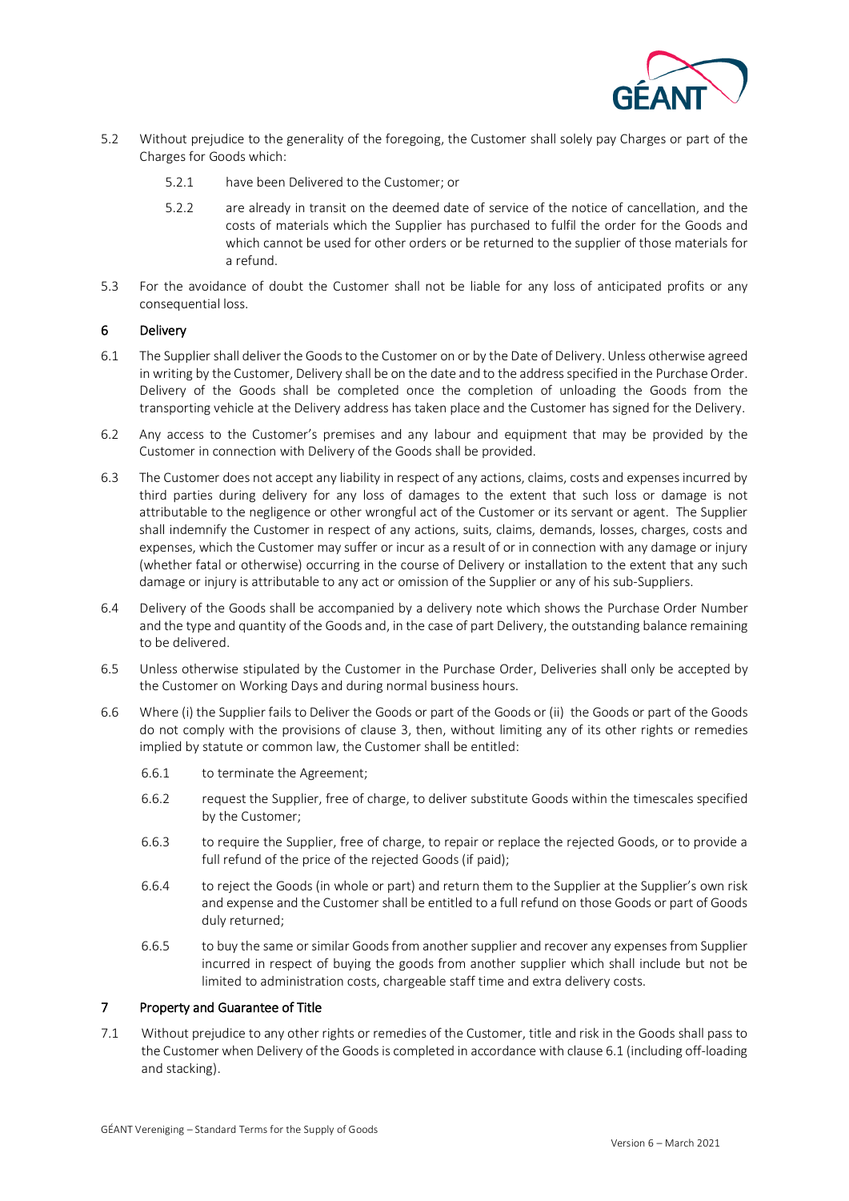5.2 Without prejudice to the generality of the foregoing, the Customer shall solely pay Charges or part of the Charges for Goods which:

5.2.1 have been Delivered to the Customer; or

5.2.2 are already in transit on the deemed date of service of the notice of cancellation, and the costs of materials which the Supplier has purchased to fulfil the order for the Goods and which cannot be used for other orders or be returned to the supplier of those materials for a refund.

5.3 For the avoidance of doubt the Customer shall not be liable for any loss of anticipated profits or any consequential loss.

## 6 Delivery

6.1 The Supplier shall deliver the Goods to the Customer on or by the Date of Delivery. Unless otherwise agreed in writing by the Customer, Delivery shall be on the date and to the address specified in the Purchase Order. Delivery of the Goods shall be completed once the completion of unloading the Goods from the transporting vehicle at the Delivery address has taken place and the Customer has signed for the Delivery.

6.2 Any access to the Customer's premises and any labour and equipment that may be provided by the Customer in connection with Delivery of the Goods shall be provided.

6.3 The Customer does not accept any liability in respect of any actions, claims, costs and expenses incurred by third parties during delivery for any loss of damages to the extent that such loss or damage is not attributable to the negligence or other wrongful act of the Customer or its servant or agent. The Supplier shall indemnify the Customer in respect of any actions, suits, claims, demands, losses, charges, costs and expenses, which the Customer may suffer or incur as a result of or in connection with any damage or injury (whether fatal or otherwise) occurring in the course of Delivery or installation to the extent that any such damage or injury is attributable to any act or omission of the Supplier or any of his sub-Suppliers.

6.4 Delivery of the Goods shall be accompanied by a delivery note which shows the Purchase Order Number and the type and quantity of the Goods and, in the case of part Delivery, the outstanding balance remaining to be delivered.

6.5 Unless otherwise stipulated by the Customer in the Purchase Order, Deliveries shall only be accepted by the Customer on Working Days and during normal business hours.

6.6 Where (i) the Supplier fails to Deliver the Goods or part of the Goods or (ii) the Goods or part of the Goods do not comply with the provisions of clause 3, then, without limiting any of its other rights or remedies implied by statute or common law, the Customer shall be entitled:

6.6.1 to terminate the Agreement;

6.6.2 request the Supplier, free of charge, to deliver substitute Goods within the timescales specified by the Customer;

6.6.3 to require the Supplier, free of charge, to repair or replace the rejected Goods, or to provide a full refund of the price of the rejected Goods (if paid);

6.6.4 to reject the Goods (in whole or part) and return them to the Supplier at the Supplier's own risk and expense and the Customer shall be entitled to a full refund on those Goods or part of Goods duly returned;

6.6.5 to buy the same or similar Goods from another supplier and recover any expenses from Supplier incurred in respect of buying the goods from another supplier which shall include but not be limited to administration costs, chargeable staff time and extra delivery costs.

## 7 Property and Guarantee of Title

7.1 Without prejudice to any other rights or remedies of the Customer, title and risk in the Goods shall pass to the Customer when Delivery of the Goods is completed in accordance with clause 6.1 (including off-loading and stacking).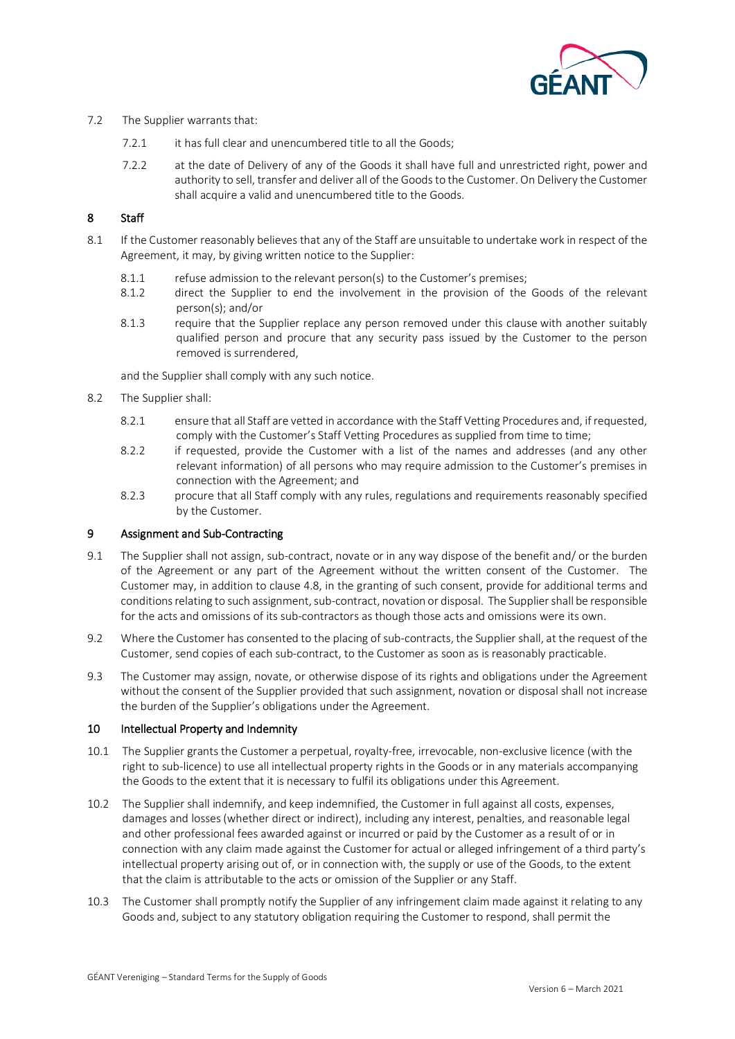7.2 The Supplier warrants that:

7.2.1 it has full clear and unencumbered title to all the Goods;

7.2.2 at the date of Delivery of any of the Goods it shall have full and unrestricted right, power and authority to sell, transfer and deliver all of the Goods to the Customer. On Delivery the Customer shall acquire a valid and unencumbered title to the Goods.

## 8 Staff

8.1 If the Customer reasonably believes that any of the Staff are unsuitable to undertake work in respect of the Agreement, it may, by giving written notice to the Supplier:

8.1.1 refuse admission to the relevant person(s) to the Customer's premises;

8.1.2 direct the Supplier to end the involvement in the provision of the Goods of the relevant person(s); and/or

8.1.3 require that the Supplier replace any person removed under this clause with another suitably qualified person and procure that any security pass issued by the Customer to the person removed is surrendered,

and the Supplier shall comply with any such notice.

8.2 The Supplier shall:

8.2.1 ensure that all Staff are vetted in accordance with the Staff Vetting Procedures and, if requested, comply with the Customer's Staff Vetting Procedures as supplied from time to time;

8.2.2 if requested, provide the Customer with a list of the names and addresses (and any other relevant information) of all persons who may require admission to the Customer's premises in connection with the Agreement; and

8.2.3 procure that all Staff comply with any rules, regulations and requirements reasonably specified by the Customer.

## 9 Assignment and Sub-Contracting

9.1 The Supplier shall not assign, sub-contract, novate or in any way dispose of the benefit and/ or the burden of the Agreement or any part of the Agreement without the written consent of the Customer. The Customer may, in addition to clause 4.8, in the granting of such consent, provide for additional terms and conditions relating to such assignment, sub-contract, novation or disposal. The Supplier shall be responsible for the acts and omissions of its sub-contractors as though those acts and omissions were its own.

9.2 Where the Customer has consented to the placing of sub-contracts, the Supplier shall, at the request of the Customer, send copies of each sub-contract, to the Customer as soon as is reasonably practicable.

9.3 The Customer may assign, novate, or otherwise dispose of its rights and obligations under the Agreement without the consent of the Supplier provided that such assignment, novation or disposal shall not increase the burden of the Supplier's obligations under the Agreement.

## 10 Intellectual Property and Indemnity

10.1 The Supplier grants the Customer a perpetual, royalty-free, irrevocable, non-exclusive licence (with the right to sub-licence) to use all intellectual property rights in the Goods or in any materials accompanying the Goods to the extent that it is necessary to fulfil its obligations under this Agreement.

10.2 The Supplier shall indemnify, and keep indemnified, the Customer in full against all costs, expenses, damages and losses (whether direct or indirect), including any interest, penalties, and reasonable legal and other professional fees awarded against or incurred or paid by the Customer as a result of or in connection with any claim made against the Customer for actual or alleged infringement of a third party's intellectual property arising out of, or in connection with, the supply or use of the Goods, to the extent that the claim is attributable to the acts or omission of the Supplier or any Staff.

10.3 The Customer shall promptly notify the Supplier of any infringement claim made against it relating to any Goods and, subject to any statutory obligation requiring the Customer to respond, shall permit the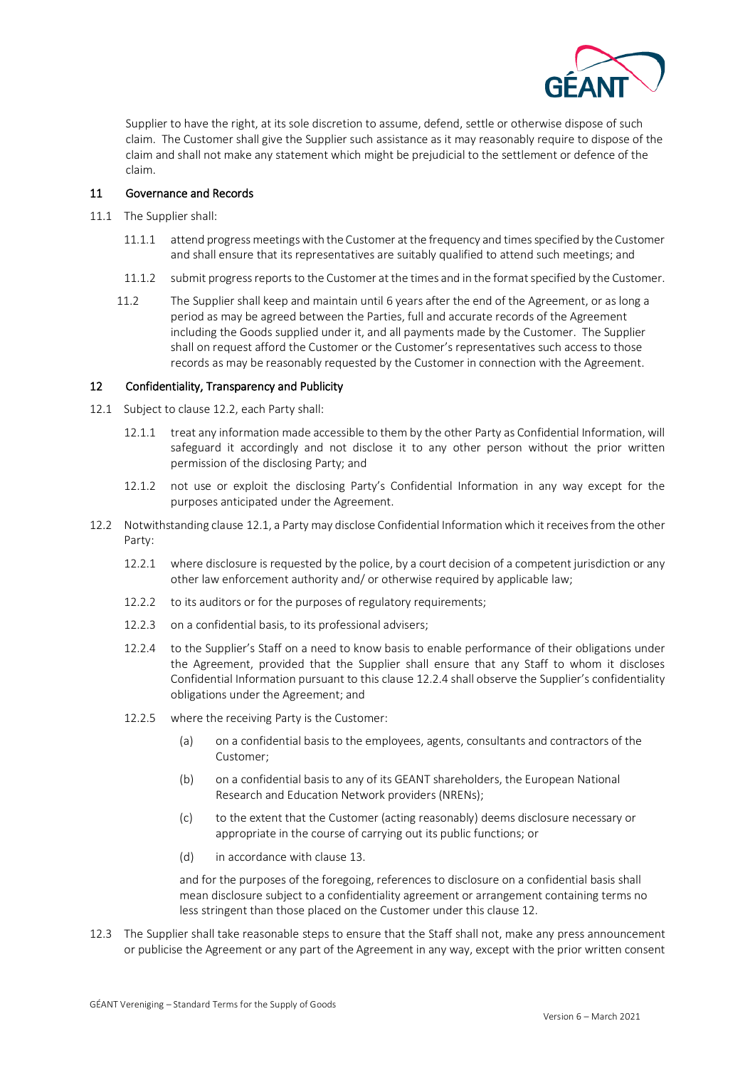Supplier to have the right, at its sole discretion to assume, defend, settle or otherwise dispose of such claim. The Customer shall give the Supplier such assistance as it may reasonably require to dispose of the claim and shall not make any statement which might be prejudicial to the settlement or defence of the claim.

## 11 Governance and Records

11.1 The Supplier shall:

11.1.1 attend progress meetings with the Customer at the frequency and times specified by the Customer and shall ensure that its representatives are suitably qualified to attend such meetings; and

11.1.2 submit progress reports to the Customer at the times and in the format specified by the Customer.

11.2 The Supplier shall keep and maintain until 6 years after the end of the Agreement, or as long a period as may be agreed between the Parties, full and accurate records of the Agreement including the Goods supplied under it, and all payments made by the Customer. The Supplier shall on request afford the Customer or the Customer's representatives such access to those records as may be reasonably requested by the Customer in connection with the Agreement.

## 12 Confidentiality, Transparency and Publicity

12.1 Subject to clause 12.2, each Party shall:

12.1.1 treat any information made accessible to them by the other Party as Confidential Information, will safeguard it accordingly and not disclose it to any other person without the prior written permission of the disclosing Party; and

12.1.2 not use or exploit the disclosing Party's Confidential Information in any way except for the purposes anticipated under the Agreement.

12.2 Notwithstanding clause 12.1, a Party may disclose Confidential Information which it receives from the other Party:

12.2.1 where disclosure is requested by the police, by a court decision of a competent jurisdiction or any other law enforcement authority and/ or otherwise required by applicable law;

12.2.2 to its auditors or for the purposes of regulatory requirements;

12.2.3 on a confidential basis, to its professional advisers;

12.2.4 to the Supplier's Staff on a need to know basis to enable performance of their obligations under the Agreement, provided that the Supplier shall ensure that any Staff to whom it discloses Confidential Information pursuant to this clause 12.2.4 shall observe the Supplier's confidentiality obligations under the Agreement; and

12.2.5 where the receiving Party is the Customer:

(a) on a confidential basis to the employees, agents, consultants and contractors of the Customer;

(b) on a confidential basis to any of its GEANT shareholders, the European National Research and Education Network providers (NRENs);

(c) to the extent that the Customer (acting reasonably) deems disclosure necessary or appropriate in the course of carrying out its public functions; or

(d) in accordance with clause 13.

and for the purposes of the foregoing, references to disclosure on a confidential basis shall mean disclosure subject to a confidentiality agreement or arrangement containing terms no less stringent than those placed on the Customer under this clause 12.

12.3 The Supplier shall take reasonable steps to ensure that the Staff shall not, make any press announcement or publicise the Agreement or any part of the Agreement in any way, except with the prior written consent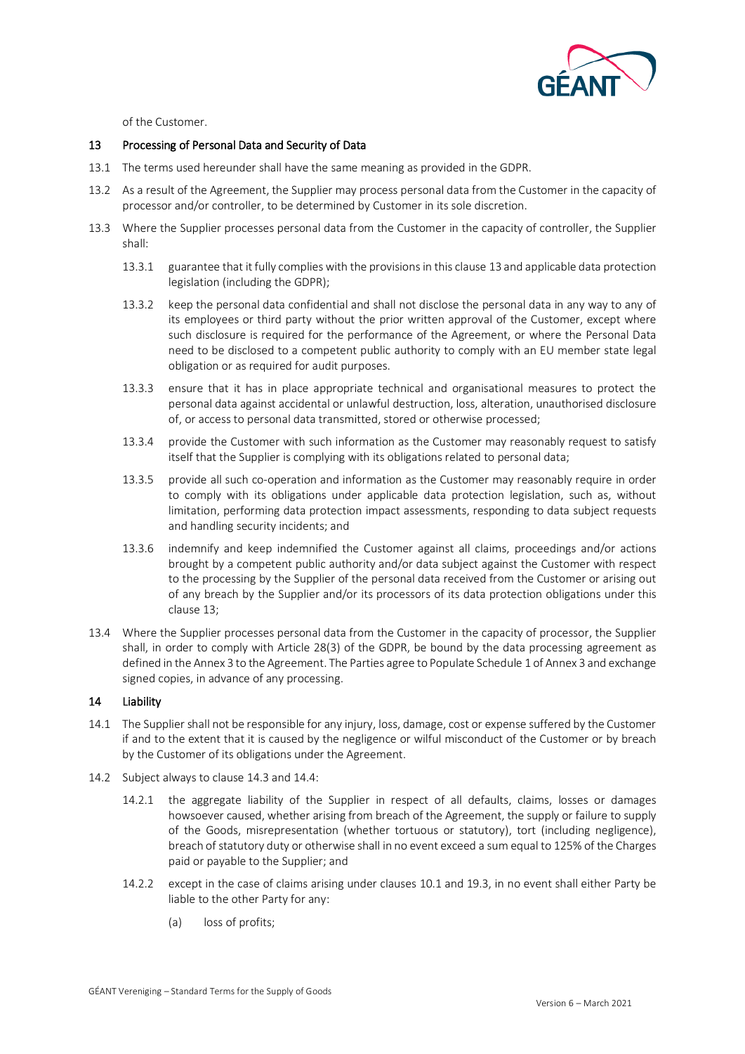of the Customer.

## 13 Processing of Personal Data and Security of Data

13.1 The terms used hereunder shall have the same meaning as provided in the GDPR.

13.2 As a result of the Agreement, the Supplier may process personal data from the Customer in the capacity of processor and/or controller, to be determined by Customer in its sole discretion.

13.3 Where the Supplier processes personal data from the Customer in the capacity of controller, the Supplier shall:

13.3.1 guarantee that it fully complies with the provisions in this clause 13 and applicable data protection legislation (including the GDPR);

13.3.2 keep the personal data confidential and shall not disclose the personal data in any way to any of its employees or third party without the prior written approval of the Customer, except where such disclosure is required for the performance of the Agreement, or where the Personal Data need to be disclosed to a competent public authority to comply with an EU member state legal obligation or as required for audit purposes.

13.3.3 ensure that it has in place appropriate technical and organisational measures to protect the personal data against accidental or unlawful destruction, loss, alteration, unauthorised disclosure of, or access to personal data transmitted, stored or otherwise processed;

13.3.4 provide the Customer with such information as the Customer may reasonably request to satisfy itself that the Supplier is complying with its obligations related to personal data;

13.3.5 provide all such co-operation and information as the Customer may reasonably require in order to comply with its obligations under applicable data protection legislation, such as, without limitation, performing data protection impact assessments, responding to data subject requests and handling security incidents; and

13.3.6 indemnify and keep indemnified the Customer against all claims, proceedings and/or actions brought by a competent public authority and/or data subject against the Customer with respect to the processing by the Supplier of the personal data received from the Customer or arising out of any breach by the Supplier and/or its processors of its data protection obligations under this clause 13;

13.4 Where the Supplier processes personal data from the Customer in the capacity of processor, the Supplier shall, in order to comply with Article 28(3) of the GDPR, be bound by the data processing agreement as defined in the Annex 3 to the Agreement. The Parties agree to Populate Schedule 1 of Annex 3 and exchange signed copies, in advance of any processing.

## 14 Liability

14.1 The Supplier shall not be responsible for any injury, loss, damage, cost or expense suffered by the Customer if and to the extent that it is caused by the negligence or wilful misconduct of the Customer or by breach by the Customer of its obligations under the Agreement.

14.2 Subject always to clause 14.3 and 14.4:

14.2.1 the aggregate liability of the Supplier in respect of all defaults, claims, losses or damages howsoever caused, whether arising from breach of the Agreement, the supply or failure to supply of the Goods, misrepresentation (whether tortuous or statutory), tort (including negligence), breach of statutory duty or otherwise shall in no event exceed a sum equal to 125% of the Charges paid or payable to the Supplier; and

14.2.2 except in the case of claims arising under clauses 10.1 and 19.3, in no event shall either Party be liable to the other Party for any:

(a) loss of profits;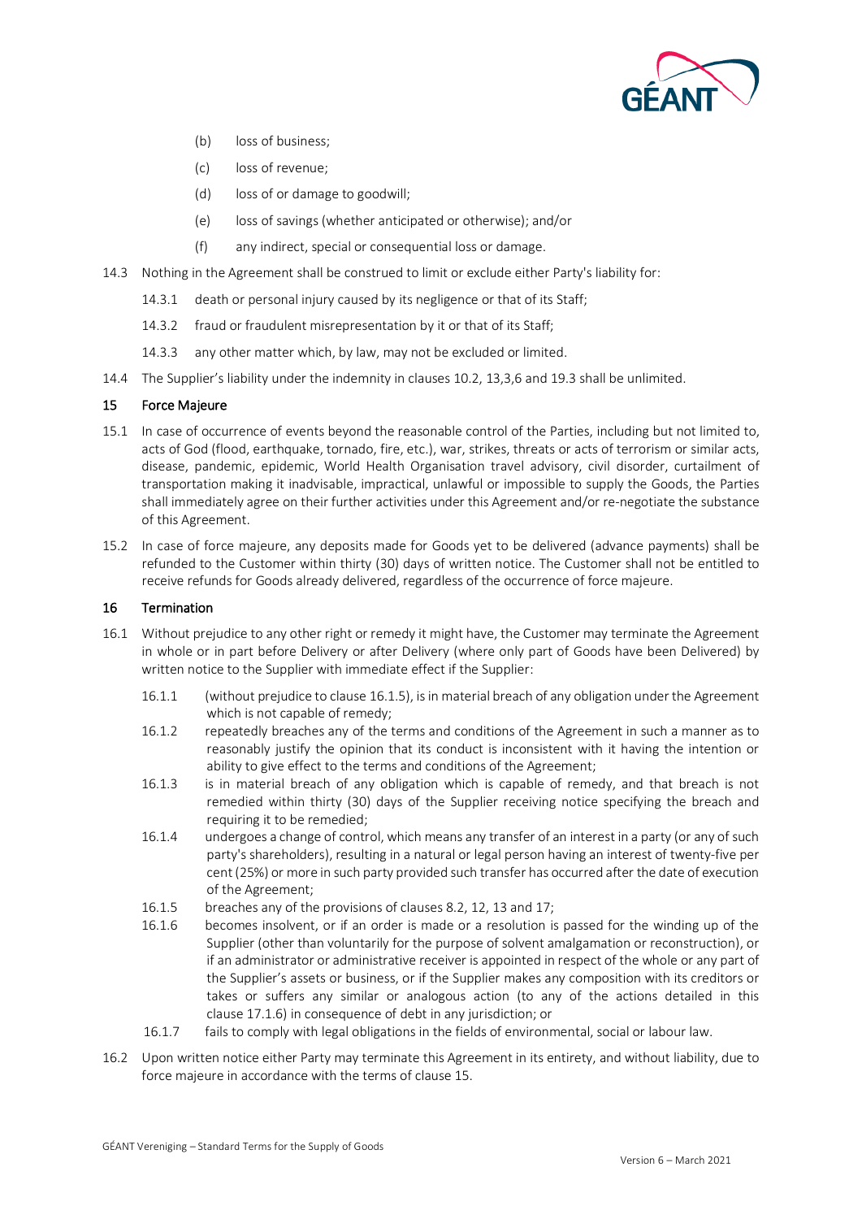(b) loss of business;

(c) loss of revenue;

(d) loss of or damage to goodwill;

(e) loss of savings (whether anticipated or otherwise); and/or

(f) any indirect, special or consequential loss or damage.

14.3 Nothing in the Agreement shall be construed to limit or exclude either Party's liability for:

14.3.1 death or personal injury caused by its negligence or that of its Staff;

14.3.2 fraud or fraudulent misrepresentation by it or that of its Staff;

14.3.3 any other matter which, by law, may not be excluded or limited.

14.4 The Supplier's liability under the indemnity in clauses 10.2, 13,3,6 and 19.3 shall be unlimited.

## 15 Force Majeure

15.1 In case of occurrence of events beyond the reasonable control of the Parties, including but not limited to, acts of God (flood, earthquake, tornado, fire, etc.), war, strikes, threats or acts of terrorism or similar acts, disease, pandemic, epidemic, World Health Organisation travel advisory, civil disorder, curtailment of transportation making it inadvisable, impractical, unlawful or impossible to supply the Goods, the Parties shall immediately agree on their further activities under this Agreement and/or re-negotiate the substance of this Agreement.

15.2 In case of force majeure, any deposits made for Goods yet to be delivered (advance payments) shall be refunded to the Customer within thirty (30) days of written notice. The Customer shall not be entitled to receive refunds for Goods already delivered, regardless of the occurrence of force majeure.

## 16 Termination

16.1 Without prejudice to any other right or remedy it might have, the Customer may terminate the Agreement in whole or in part before Delivery or after Delivery (where only part of Goods have been Delivered) by written notice to the Supplier with immediate effect if the Supplier:

16.1.1 (without prejudice to clause 16.1.5), is in material breach of any obligation under the Agreement which is not capable of remedy;

16.1.2 repeatedly breaches any of the terms and conditions of the Agreement in such a manner as to reasonably justify the opinion that its conduct is inconsistent with it having the intention or ability to give effect to the terms and conditions of the Agreement;

16.1.3 is in material breach of any obligation which is capable of remedy, and that breach is not remedied within thirty (30) days of the Supplier receiving notice specifying the breach and requiring it to be remedied;

16.1.4 undergoes a change of control, which means any transfer of an interest in a party (or any of such party's shareholders), resulting in a natural or legal person having an interest of twenty-five per cent (25%) or more in such party provided such transfer has occurred after the date of execution of the Agreement;

16.1.5 breaches any of the provisions of clauses 8.2, 12, 13 and 17;

16.1.6 becomes insolvent, or if an order is made or a resolution is passed for the winding up of the Supplier (other than voluntarily for the purpose of solvent amalgamation or reconstruction), or if an administrator or administrative receiver is appointed in respect of the whole or any part of the Supplier's assets or business, or if the Supplier makes any composition with its creditors or takes or suffers any similar or analogous action (to any of the actions detailed in this clause 17.1.6) in consequence of debt in any jurisdiction; or

16.1.7 fails to comply with legal obligations in the fields of environmental, social or labour law.

16.2 Upon written notice either Party may terminate this Agreement in its entirety, and without liability, due to force majeure in accordance with the terms of clause 15.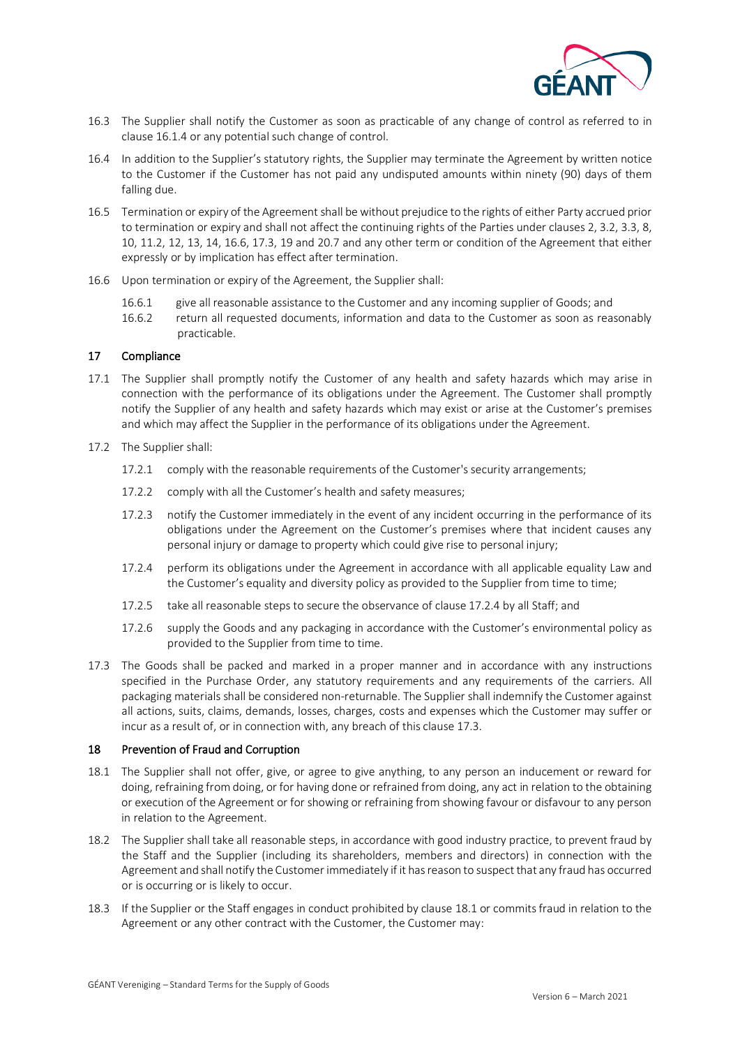16.3 The Supplier shall notify the Customer as soon as practicable of any change of control as referred to in clause 16.1.4 or any potential such change of control.

16.4 In addition to the Supplier's statutory rights, the Supplier may terminate the Agreement by written notice to the Customer if the Customer has not paid any undisputed amounts within ninety (90) days of them falling due.

16.5 Termination or expiry of the Agreement shall be without prejudice to the rights of either Party accrued prior to termination or expiry and shall not affect the continuing rights of the Parties under clauses 2, 3.2, 3.3, 8, 10, 11.2, 12, 13, 14, 16.6, 17.3, 19 and 20.7 and any other term or condition of the Agreement that either expressly or by implication has effect after termination.

16.6 Upon termination or expiry of the Agreement, the Supplier shall:

16.6.1 give all reasonable assistance to the Customer and any incoming supplier of Goods; and

16.6.2 return all requested documents, information and data to the Customer as soon as reasonably practicable.

## 17 Compliance

17.1 The Supplier shall promptly notify the Customer of any health and safety hazards which may arise in connection with the performance of its obligations under the Agreement. The Customer shall promptly notify the Supplier of any health and safety hazards which may exist or arise at the Customer's premises and which may affect the Supplier in the performance of its obligations under the Agreement.

17.2 The Supplier shall:

17.2.1 comply with the reasonable requirements of the Customer's security arrangements;

17.2.2 comply with all the Customer's health and safety measures;

17.2.3 notify the Customer immediately in the event of any incident occurring in the performance of its obligations under the Agreement on the Customer's premises where that incident causes any personal injury or damage to property which could give rise to personal injury;

17.2.4 perform its obligations under the Agreement in accordance with all applicable equality Law and the Customer's equality and diversity policy as provided to the Supplier from time to time;

17.2.5 take all reasonable steps to secure the observance of clause 17.2.4 by all Staff; and

17.2.6 supply the Goods and any packaging in accordance with the Customer's environmental policy as provided to the Supplier from time to time.

17.3 The Goods shall be packed and marked in a proper manner and in accordance with any instructions specified in the Purchase Order, any statutory requirements and any requirements of the carriers. All packaging materials shall be considered non-returnable. The Supplier shall indemnify the Customer against all actions, suits, claims, demands, losses, charges, costs and expenses which the Customer may suffer or incur as a result of, or in connection with, any breach of this clause 17.3.

## 18 Prevention of Fraud and Corruption

18.1 The Supplier shall not offer, give, or agree to give anything, to any person an inducement or reward for doing, refraining from doing, or for having done or refrained from doing, any act in relation to the obtaining or execution of the Agreement or for showing or refraining from showing favour or disfavour to any person in relation to the Agreement.

18.2 The Supplier shall take all reasonable steps, in accordance with good industry practice, to prevent fraud by the Staff and the Supplier (including its shareholders, members and directors) in connection with the Agreement and shall notify the Customer immediately if it has reason to suspect that any fraud has occurred or is occurring or is likely to occur.

18.3 If the Supplier or the Staff engages in conduct prohibited by clause 18.1 or commits fraud in relation to the Agreement or any other contract with the Customer, the Customer may: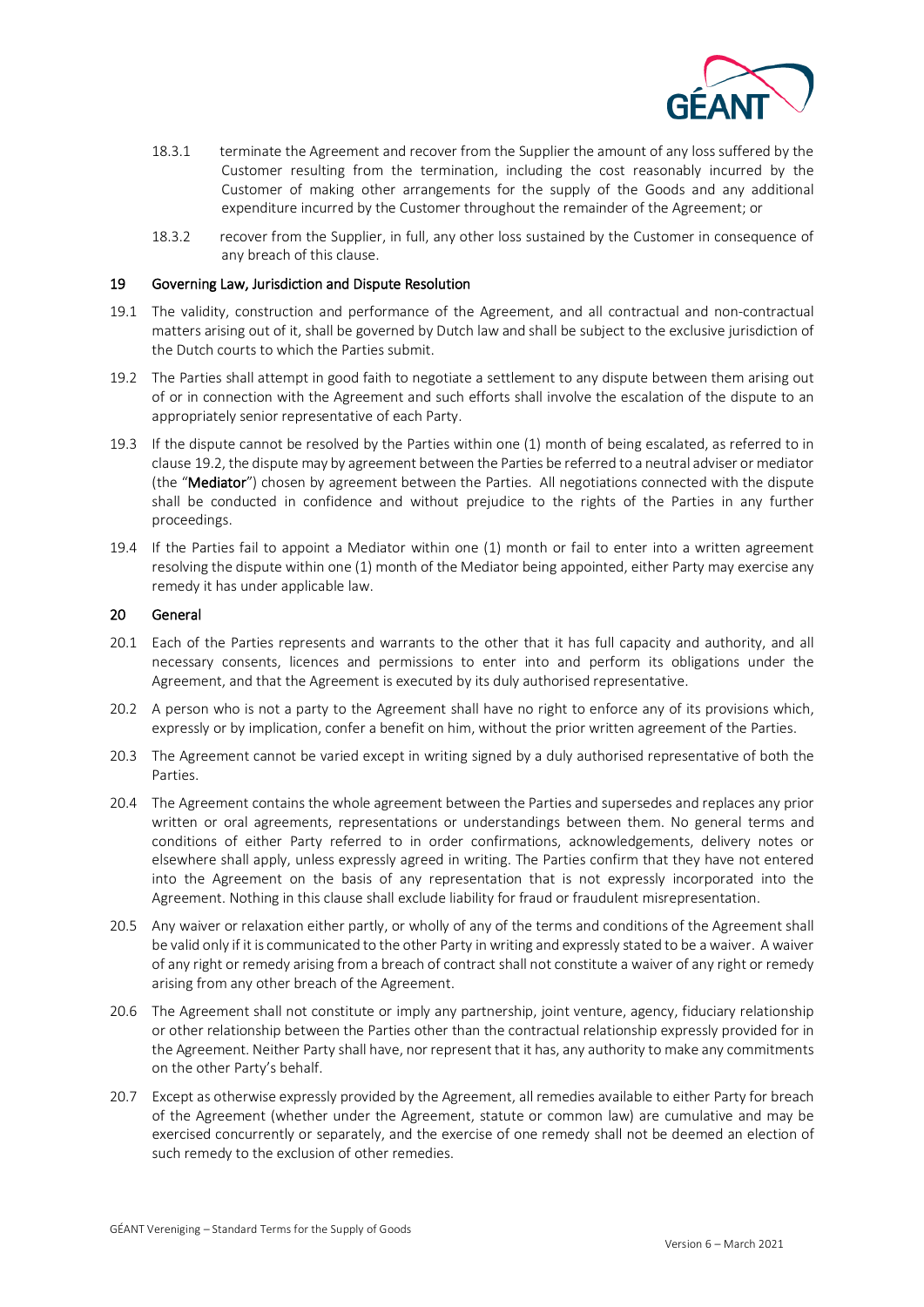18.3.1 terminate the Agreement and recover from the Supplier the amount of any loss suffered by the Customer resulting from the termination, including the cost reasonably incurred by the Customer of making other arrangements for the supply of the Goods and any additional expenditure incurred by the Customer throughout the remainder of the Agreement; or

18.3.2 recover from the Supplier, in full, any other loss sustained by the Customer in consequence of any breach of this clause.

## 19 Governing Law, Jurisdiction and Dispute Resolution

19.1 The validity, construction and performance of the Agreement, and all contractual and non-contractual matters arising out of it, shall be governed by Dutch law and shall be subject to the exclusive jurisdiction of the Dutch courts to which the Parties submit.

19.2 The Parties shall attempt in good faith to negotiate a settlement to any dispute between them arising out of or in connection with the Agreement and such efforts shall involve the escalation of the dispute to an appropriately senior representative of each Party.

19.3 If the dispute cannot be resolved by the Parties within one (1) month of being escalated, as referred to in clause 19.2, the dispute may by agreement between the Parties be referred to a neutral adviser or mediator (the "**Mediator**") chosen by agreement between the Parties. All negotiations connected with the dispute shall be conducted in confidence and without prejudice to the rights of the Parties in any further proceedings.

19.4 If the Parties fail to appoint a Mediator within one (1) month or fail to enter into a written agreement resolving the dispute within one (1) month of the Mediator being appointed, either Party may exercise any remedy it has under applicable law.

## 20 General

20.1 Each of the Parties represents and warrants to the other that it has full capacity and authority, and all necessary consents, licences and permissions to enter into and perform its obligations under the Agreement, and that the Agreement is executed by its duly authorised representative.

20.2 A person who is not a party to the Agreement shall have no right to enforce any of its provisions which, expressly or by implication, confer a benefit on him, without the prior written agreement of the Parties.

20.3 The Agreement cannot be varied except in writing signed by a duly authorised representative of both the Parties.

20.4 The Agreement contains the whole agreement between the Parties and supersedes and replaces any prior written or oral agreements, representations or understandings between them. No general terms and conditions of either Party referred to in order confirmations, acknowledgements, delivery notes or elsewhere shall apply, unless expressly agreed in writing. The Parties confirm that they have not entered into the Agreement on the basis of any representation that is not expressly incorporated into the Agreement. Nothing in this clause shall exclude liability for fraud or fraudulent misrepresentation.

20.5 Any waiver or relaxation either partly, or wholly of any of the terms and conditions of the Agreement shall be valid only if it is communicated to the other Party in writing and expressly stated to be a waiver. A waiver of any right or remedy arising from a breach of contract shall not constitute a waiver of any right or remedy arising from any other breach of the Agreement.

20.6 The Agreement shall not constitute or imply any partnership, joint venture, agency, fiduciary relationship or other relationship between the Parties other than the contractual relationship expressly provided for in the Agreement. Neither Party shall have, nor represent that it has, any authority to make any commitments on the other Party's behalf.

20.7 Except as otherwise expressly provided by the Agreement, all remedies available to either Party for breach of the Agreement (whether under the Agreement, statute or common law) are cumulative and may be exercised concurrently or separately, and the exercise of one remedy shall not be deemed an election of such remedy to the exclusion of other remedies.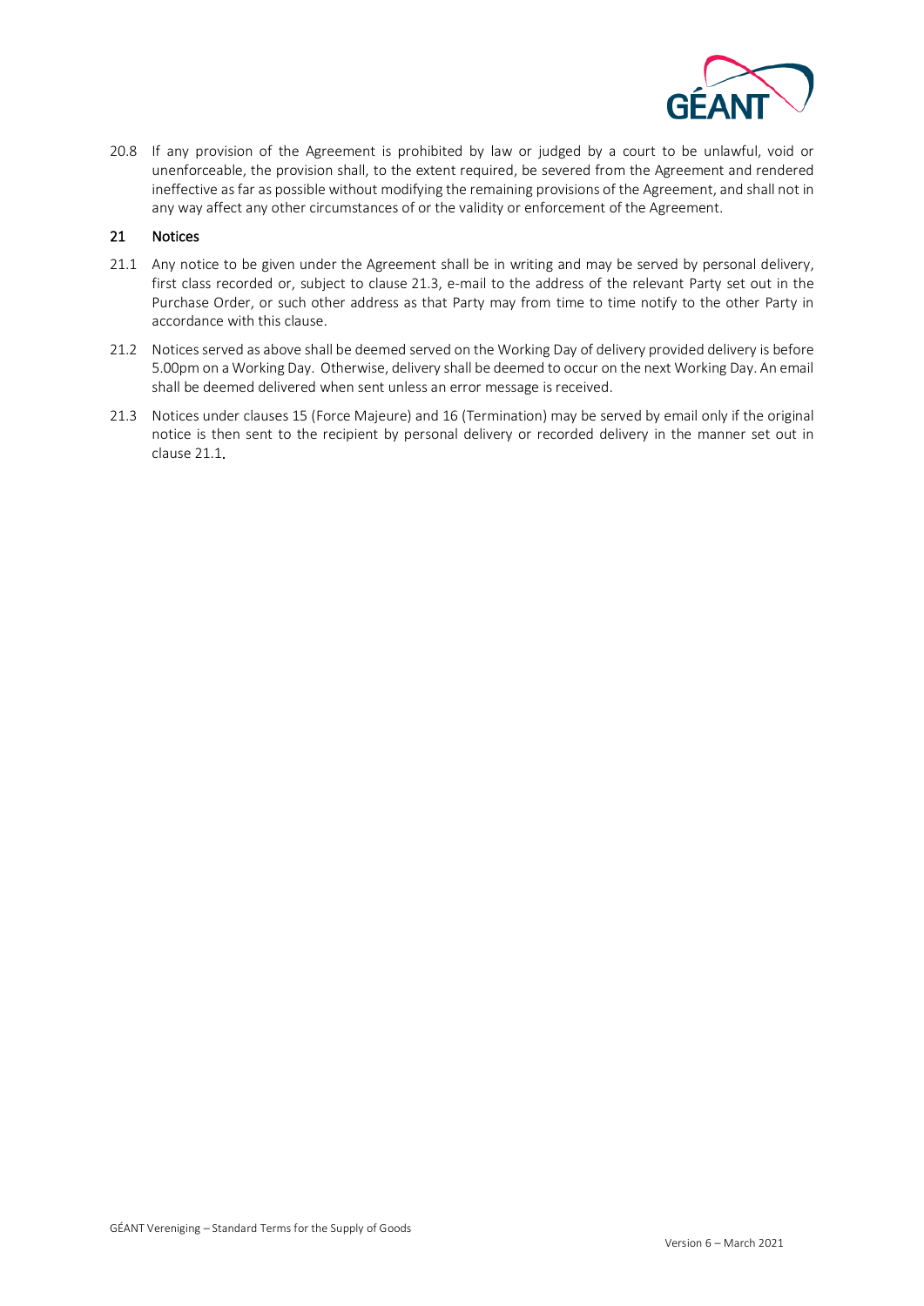20.8 If any provision of the Agreement is prohibited by law or judged by a court to be unlawful, void or unenforceable, the provision shall, to the extent required, be severed from the Agreement and rendered ineffective as far as possible without modifying the remaining provisions of the Agreement, and shall not in any way affect any other circumstances of or the validity or enforcement of the Agreement.

## 21 Notices

21.1 Any notice to be given under the Agreement shall be in writing and may be served by personal delivery, first class recorded or, subject to clause 21.3, e-mail to the address of the relevant Party set out in the Purchase Order, or such other address as that Party may from time to time notify to the other Party in accordance with this clause.

21.2 Notices served as above shall be deemed served on the Working Day of delivery provided delivery is before 5.00pm on a Working Day. Otherwise, delivery shall be deemed to occur on the next Working Day. An email shall be deemed delivered when sent unless an error message is received.

21.3 Notices under clauses 15 (Force Majeure) and 16 (Termination) may be served by email only if the original notice is then sent to the recipient by personal delivery or recorded delivery in the manner set out in clause 21.1.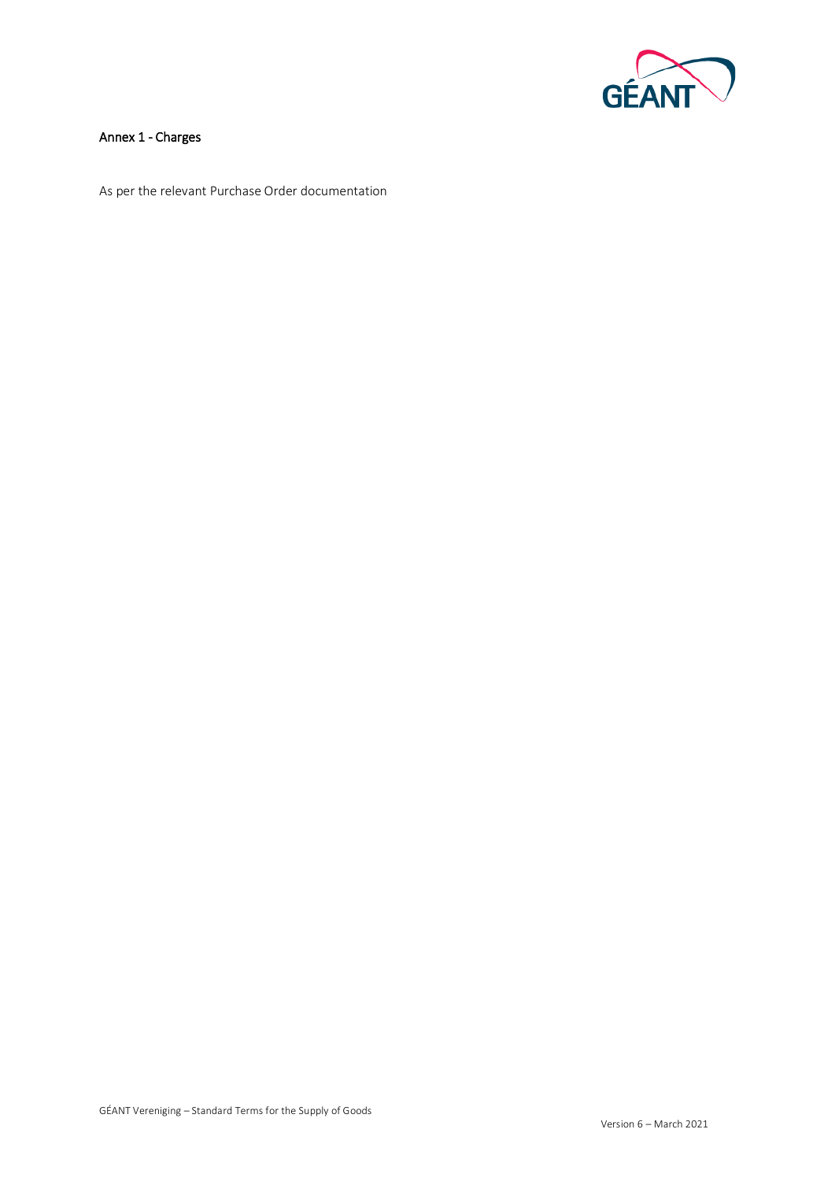## Annex 1 - Charges

As per the relevant Purchase Order documentation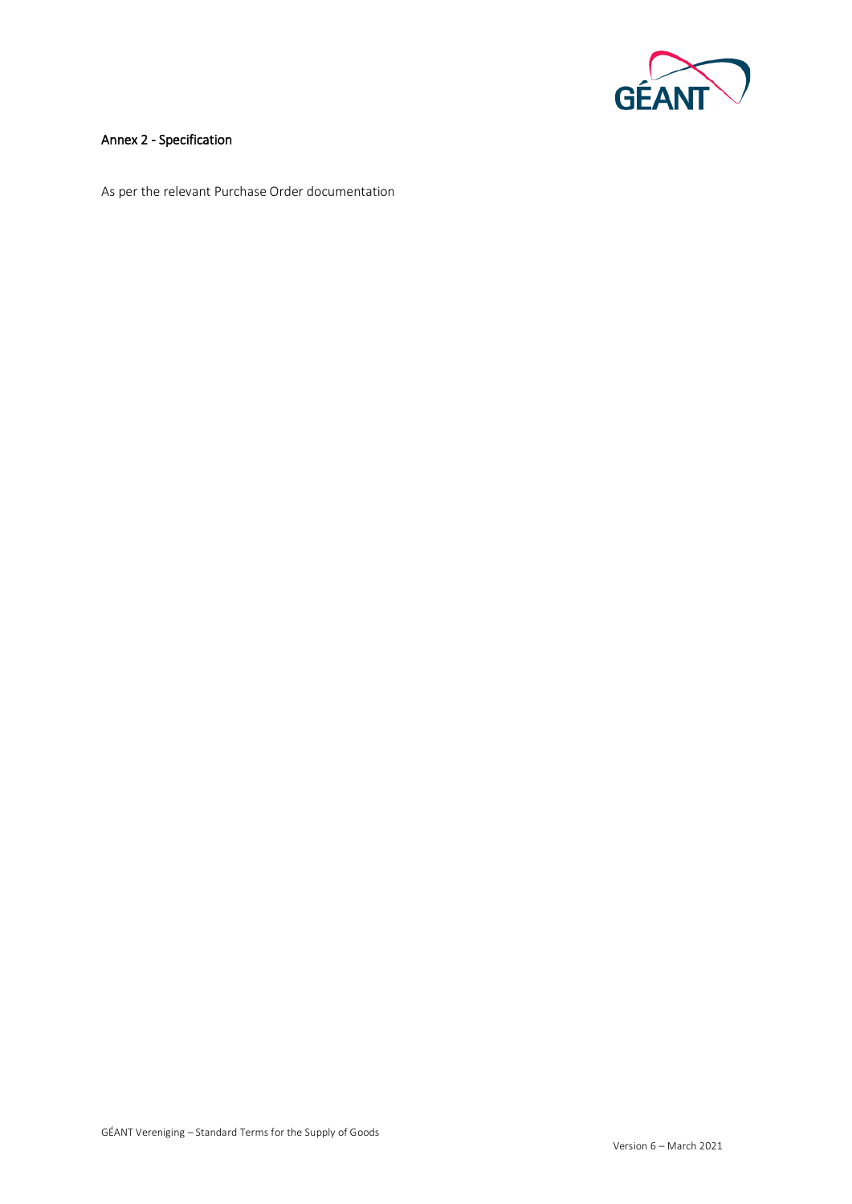## Annex 2 - Specification

As per the relevant Purchase Order documentation